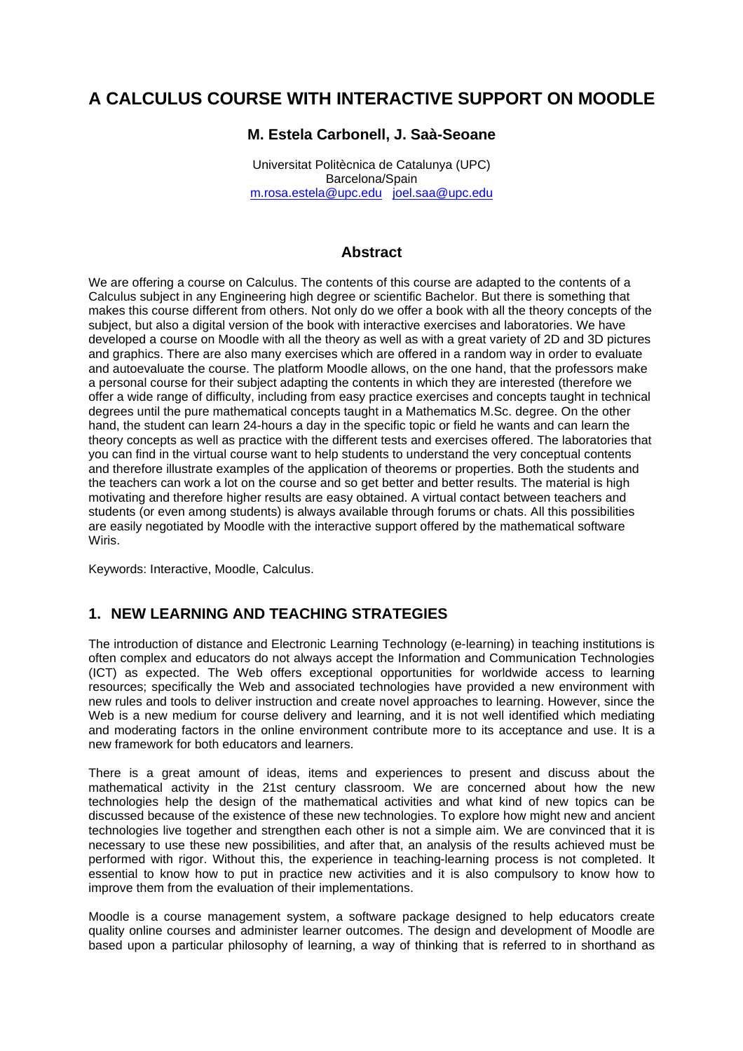# A CALCULUS COURSE WITH INTERACTIVE SUPPORT ON MOODLE

### M. Estela Carbonell, J. Saà-Seoane

Universitat Politècnica de Catalunya (UPC)
Barcelona/Spain
m.rosa.estela@upc.edu joel.saa@upc.edu

## Abstract

We are offering a course on Calculus. The contents of this course are adapted to the contents of a Calculus subject in any Engineering high degree or scientific Bachelor. But there is something that makes this course different from others. Not only do we offer a book with all the theory concepts of the subject, but also a digital version of the book with interactive exercises and laboratories. We have developed a course on Moodle with all the theory as well as with a great variety of 2D and 3D pictures and graphics. There are also many exercises which are offered in a random way in order to evaluate and autoevaluate the course. The platform Moodle allows, on the one hand, that the professors make a personal course for their subject adapting the contents in which they are interested (therefore we offer a wide range of difficulty, including from easy practice exercises and concepts taught in technical degrees until the pure mathematical concepts taught in a Mathematics M.Sc. degree. On the other hand, the student can learn 24-hours a day in the specific topic or field he wants and can learn the theory concepts as well as practice with the different tests and exercises offered. The laboratories that you can find in the virtual course want to help students to understand the very conceptual contents and therefore illustrate examples of the application of theorems or properties. Both the students and the teachers can work a lot on the course and so get better and better results. The material is high motivating and therefore higher results are easy obtained. A virtual contact between teachers and students (or even among students) is always available through forums or chats. All this possibilities are easily negotiated by Moodle with the interactive support offered by the mathematical software Wiris.

Keywords: Interactive, Moodle, Calculus.

## 1. NEW LEARNING AND TEACHING STRATEGIES

The introduction of distance and Electronic Learning Technology (e-learning) in teaching institutions is often complex and educators do not always accept the Information and Communication Technologies (ICT) as expected. The Web offers exceptional opportunities for worldwide access to learning resources; specifically the Web and associated technologies have provided a new environment with new rules and tools to deliver instruction and create novel approaches to learning. However, since the Web is a new medium for course delivery and learning, and it is not well identified which mediating and moderating factors in the online environment contribute more to its acceptance and use. It is a new framework for both educators and learners.

There is a great amount of ideas, items and experiences to present and discuss about the mathematical activity in the 21st century classroom. We are concerned about how the new technologies help the design of the mathematical activities and what kind of new topics can be discussed because of the existence of these new technologies. To explore how might new and ancient technologies live together and strengthen each other is not a simple aim. We are convinced that it is necessary to use these new possibilities, and after that, an analysis of the results achieved must be performed with rigor. Without this, the experience in teaching-learning process is not completed. It essential to know how to put in practice new activities and it is also compulsory to know how to improve them from the evaluation of their implementations.

Moodle is a course management system, a software package designed to help educators create quality online courses and administer learner outcomes. The design and development of Moodle are based upon a particular philosophy of learning, a way of thinking that is referred to in shorthand as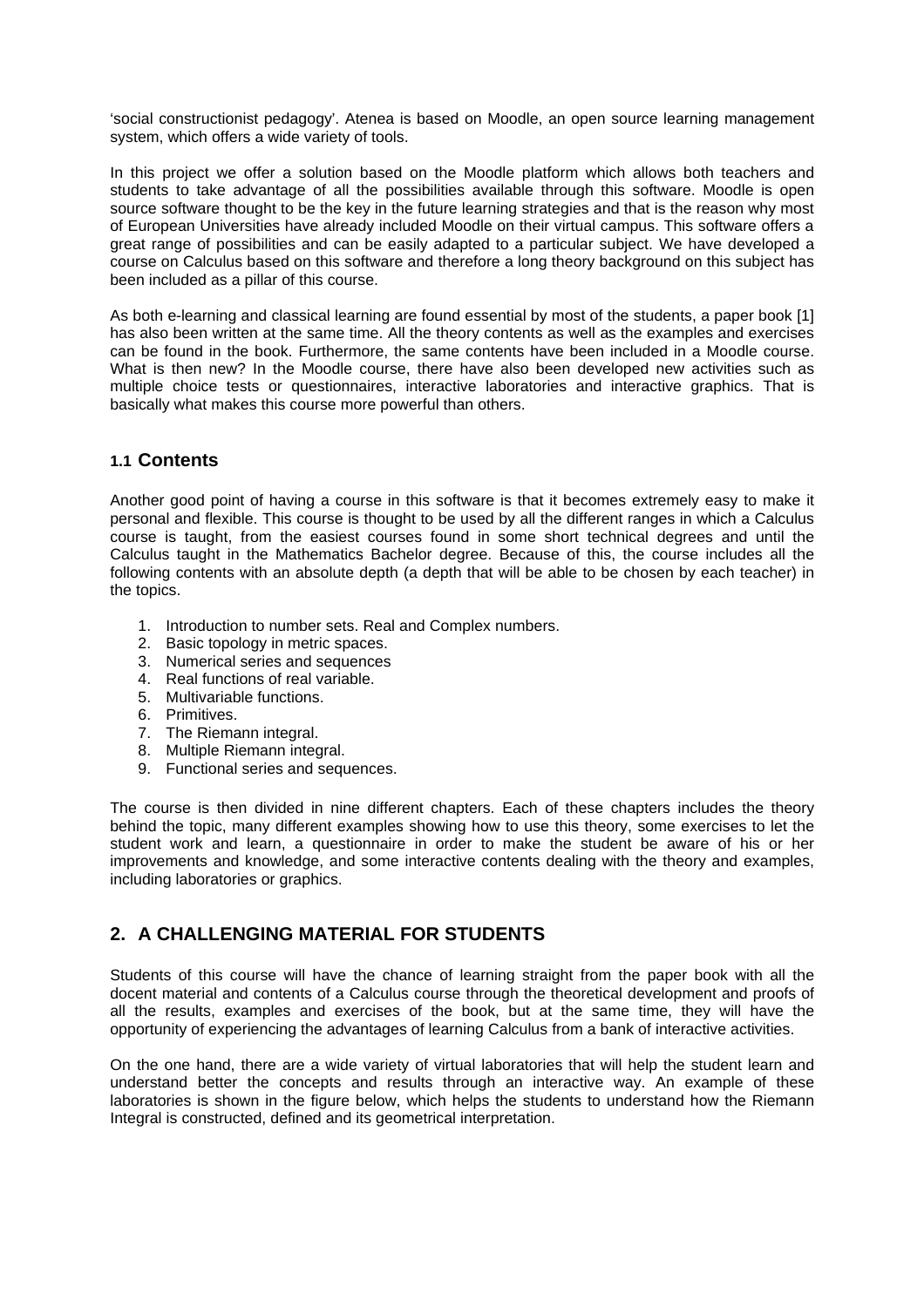'social constructionist pedagogy'. Atenea is based on Moodle, an open source learning management system, which offers a wide variety of tools.

In this project we offer a solution based on the Moodle platform which allows both teachers and students to take advantage of all the possibilities available through this software. Moodle is open source software thought to be the key in the future learning strategies and that is the reason why most of European Universities have already included Moodle on their virtual campus. This software offers a great range of possibilities and can be easily adapted to a particular subject. We have developed a course on Calculus based on this software and therefore a long theory background on this subject has been included as a pillar of this course.

As both e-learning and classical learning are found essential by most of the students, a paper book [1] has also been written at the same time. All the theory contents as well as the examples and exercises can be found in the book. Furthermore, the same contents have been included in a Moodle course. What is then new? In the Moodle course, there have also been developed new activities such as multiple choice tests or questionnaires, interactive laboratories and interactive graphics. That is basically what makes this course more powerful than others.

### 1.1 Contents

Another good point of having a course in this software is that it becomes extremely easy to make it personal and flexible. This course is thought to be used by all the different ranges in which a Calculus course is taught, from the easiest courses found in some short technical degrees and until the Calculus taught in the Mathematics Bachelor degree. Because of this, the course includes all the following contents with an absolute depth (a depth that will be able to be chosen by each teacher) in the topics.

1. Introduction to number sets. Real and Complex numbers.
2. Basic topology in metric spaces.
3. Numerical series and sequences
4. Real functions of real variable.
5. Multivariable functions.
6. Primitives.
7. The Riemann integral.
8. Multiple Riemann integral.
9. Functional series and sequences.

The course is then divided in nine different chapters. Each of these chapters includes the theory behind the topic, many different examples showing how to use this theory, some exercises to let the student work and learn, a questionnaire in order to make the student be aware of his or her improvements and knowledge, and some interactive contents dealing with the theory and examples, including laboratories or graphics.

## 2. A CHALLENGING MATERIAL FOR STUDENTS

Students of this course will have the chance of learning straight from the paper book with all the docent material and contents of a Calculus course through the theoretical development and proofs of all the results, examples and exercises of the book, but at the same time, they will have the opportunity of experiencing the advantages of learning Calculus from a bank of interactive activities.

On the one hand, there are a wide variety of virtual laboratories that will help the student learn and understand better the concepts and results through an interactive way. An example of these laboratories is shown in the figure below, which helps the students to understand how the Riemann Integral is constructed, defined and its geometrical interpretation.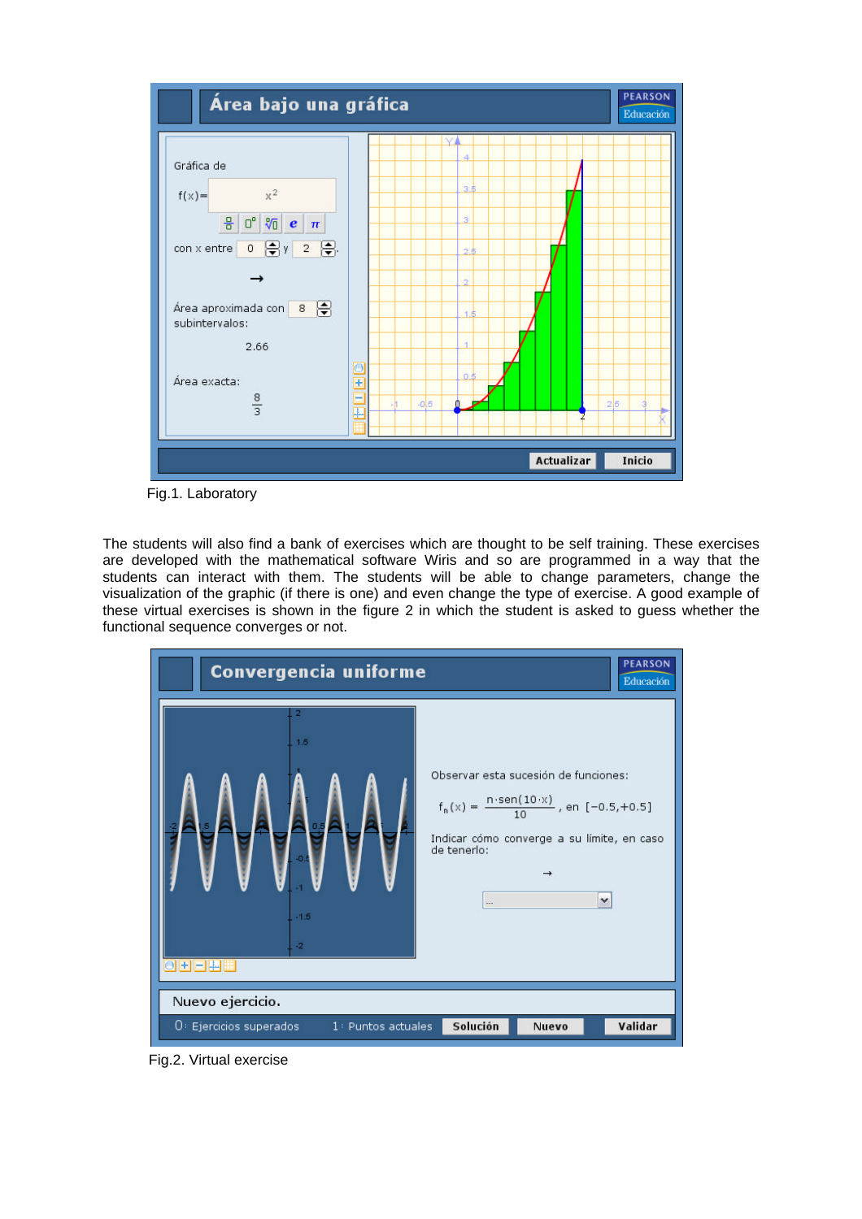Fig.1. Laboratory

The students will also find a bank of exercises which are thought to be self training. These exercises are developed with the mathematical software Wiris and so are programmed in a way that the students can interact with them. The students will be able to change parameters, change the visualization of the graphic (if there is one) and even change the type of exercise. A good example of these virtual exercises is shown in the figure 2 in which the student is asked to guess whether the functional sequence converges or not.

Fig.2. Virtual exercise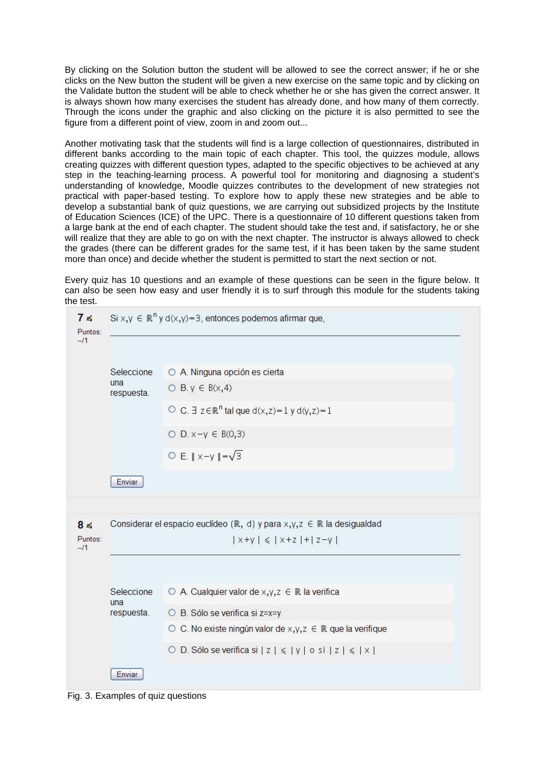By clicking on the Solution button the student will be allowed to see the correct answer; if he or she clicks on the New button the student will be given a new exercise on the same topic and by clicking on the Validate button the student will be able to check whether he or she has given the correct answer. It is always shown how many exercises the student has already done, and how many of them correctly. Through the icons under the graphic and also clicking on the picture it is also permitted to see the figure from a different point of view, zoom in and zoom out...

Another motivating task that the students will find is a large collection of questionnaires, distributed in different banks according to the main topic of each chapter. This tool, the quizzes module, allows creating quizzes with different question types, adapted to the specific objectives to be achieved at any step in the teaching-learning process. A powerful tool for monitoring and diagnosing a student's understanding of knowledge, Moodle quizzes contributes to the development of new strategies not practical with paper-based testing. To explore how to apply these new strategies and be able to develop a substantial bank of quiz questions, we are carrying out subsidized projects by the Institute of Education Sciences (ICE) of the UPC. There is a questionnaire of 10 different questions taken from a large bank at the end of each chapter. The student should take the test and, if satisfactory, he or she will realize that they are able to go on with the next chapter. The instructor is always allowed to check the grades (there can be different grades for the same test, if it has been taken by the same student more than once) and decide whether the student is permitted to start the next section or not.

Every quiz has 10 questions and an example of these questions can be seen in the figure below. It can also be seen how easy and user friendly it is to surf through this module for the students taking the test.

**7**

Puntos: --/1

Si $x,y \in \mathbb{R}^n$ y $d(x,y)=3$, entonces podemos afirmar que,

Seleccione una respuesta.

- A. Ninguna opción es cierta
- B. $y \in B(x,4)$
- C. $\exists\ z \in \mathbb{R}^n$ tal que $d(x,z)=1$ y $d(y,z)=1$
- D. $x-y \in B(0,3)$
- E. $\| x-y \| = \sqrt{3}$

Enviar

**8**

Puntos: --/1

Considerar el espacio euclídeo $(\mathbb{R}, d)$ y para $x,y,z \in \mathbb{R}$ la desigualdad

$$|x+y| \leqslant |x+z| + |z-y|$$

Seleccione una respuesta.

- A. Cualquier valor de $x,y,z \in \mathbb{R}$ la verifica
- B. Sólo se verifica si $z=x=y$
- C. No existe ningún valor de $x,y,z \in \mathbb{R}$ que la verifique
- D. Sólo se verifica si $|z| \leqslant |y|$ o si $|z| \leqslant |x|$

Enviar

Fig. 3. Examples of quiz questions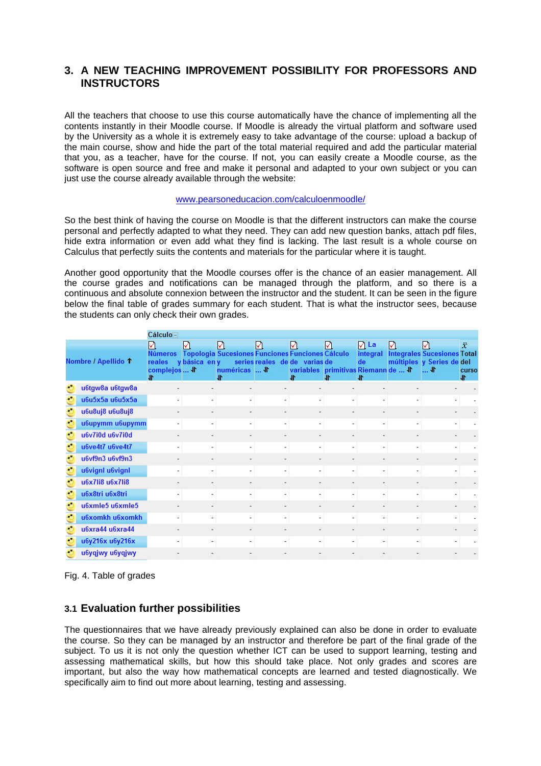## 3. A NEW TEACHING IMPROVEMENT POSSIBILITY FOR PROFESSORS AND INSTRUCTORS

All the teachers that choose to use this course automatically have the chance of implementing all the contents instantly in their Moodle course. If Moodle is already the virtual platform and software used by the University as a whole it is extremely easy to take advantage of the course: upload a backup of the main course, show and hide the part of the total material required and add the particular material that you, as a teacher, have for the course. If not, you can easily create a Moodle course, as the software is open source and free and make it personal and adapted to your own subject or you can just use the course already available through the website:

www.pearsoneducacion.com/calculoenmoodle/

So the best think of having the course on Moodle is that the different instructors can make the course personal and perfectly adapted to what they need. They can add new question banks, attach pdf files, hide extra information or even add what they find is lacking. The last result is a whole course on Calculus that perfectly suits the contents and materials for the particular where it is taught.

Another good opportunity that the Moodle courses offer is the chance of an easier management. All the course grades and notifications can be managed through the platform, and so there is a continuous and absolute connexion between the instructor and the student. It can be seen in the figure below the final table of grades summary for each student. That is what the instructor sees, because the students can only check their own grades.

| | Cálculo | | | | | | | | | |
|---|---|---|---|---|---|---|---|---|---|---|
| Nombre / Apellido ↑ | Números reales y complejos ... | Topologia básica en ... | Sucesiones y series numéricas | Funciones reales de ... | Funciones de varias variables | Cálculo de primitivas | La integral de Riemann | Integrales múltiples de ... | Sucesiones y Series de ... | $\bar{x}$ Total del curso |
| u6tgw8a u6tgw8a | - | - | - | - | - | - | - | - | - | - |
| u6u5x5a u6u5x5a | - | - | - | - | - | - | - | - | - | - |
| u6u8uj8 u6u8uj8 | - | - | - | - | - | - | - | - | - | - |
| u6upymm u6upymm | - | - | - | - | - | - | - | - | - | - |
| u6v7i0d u6v7i0d | - | - | - | - | - | - | - | - | - | - |
| u6ve4t7 u6ve4t7 | - | - | - | - | - | - | - | - | - | - |
| u6vf9n3 u6vf9n3 | - | - | - | - | - | - | - | - | - | - |
| u6vignl u6vignl | - | - | - | - | - | - | - | - | - | - |
| u6x7li8 u6x7li8 | - | - | - | - | - | - | - | - | - | - |
| u6x8tri u6x8tri | - | - | - | - | - | - | - | - | - | - |
| u6xmle5 u6xmle5 | - | - | - | - | - | - | - | - | - | - |
| u6xomkh u6xomkh | - | - | - | - | - | - | - | - | - | - |
| u6xra44 u6xra44 | - | - | - | - | - | - | - | - | - | - |
| u6y216x u6y216x | - | - | - | - | - | - | - | - | - | - |
| u6yqjwy u6yqjwy | - | - | - | - | - | - | - | - | - | - |

Fig. 4. Table of grades

### 3.1 Evaluation further possibilities

The questionnaires that we have already previously explained can also be done in order to evaluate the course. So they can be managed by an instructor and therefore be part of the final grade of the subject. To us it is not only the question whether ICT can be used to support learning, testing and assessing mathematical skills, but how this should take place. Not only grades and scores are important, but also the way how mathematical concepts are learned and tested diagnostically. We specifically aim to find out more about learning, testing and assessing.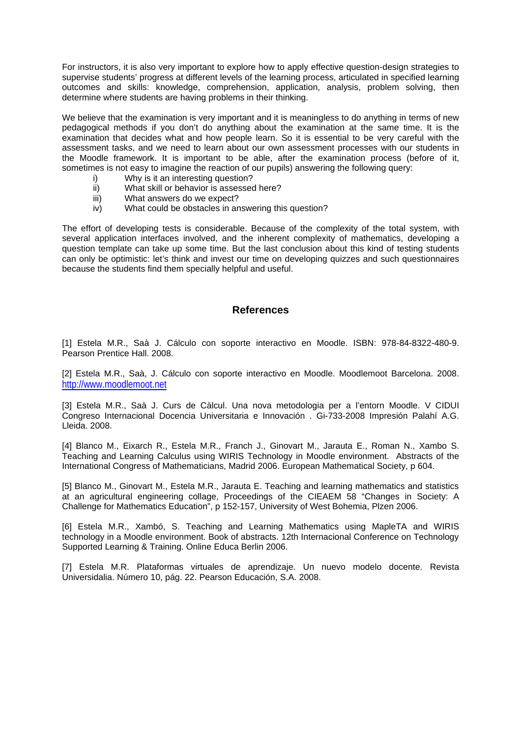For instructors, it is also very important to explore how to apply effective question-design strategies to supervise students' progress at different levels of the learning process, articulated in specified learning outcomes and skills: knowledge, comprehension, application, analysis, problem solving, then determine where students are having problems in their thinking.

We believe that the examination is very important and it is meaningless to do anything in terms of new pedagogical methods if you don't do anything about the examination at the same time. It is the examination that decides what and how people learn. So it is essential to be very careful with the assessment tasks, and we need to learn about our own assessment processes with our students in the Moodle framework. It is important to be able, after the examination process (before of it, sometimes is not easy to imagine the reaction of our pupils) answering the following query:

i) Why is it an interesting question?
ii) What skill or behavior is assessed here?
iii) What answers do we expect?
iv) What could be obstacles in answering this question?

The effort of developing tests is considerable. Because of the complexity of the total system, with several application interfaces involved, and the inherent complexity of mathematics, developing a question template can take up some time. But the last conclusion about this kind of testing students can only be optimistic: let's think and invest our time on developing quizzes and such questionnaires because the students find them specially helpful and useful.

## References

[1] Estela M.R., Saà J. Cálculo con soporte interactivo en Moodle. ISBN: 978-84-8322-480-9. Pearson Prentice Hall. 2008.

[2] Estela M.R., Saà, J. Cálculo con soporte interactivo en Moodle. Moodlemoot Barcelona. 2008. http://www.moodlemoot.net

[3] Estela M.R., Saà J. Curs de Càlcul. Una nova metodologia per a l'entorn Moodle. V CIDUI Congreso Internacional Docencia Universitaria e Innovación . Gi-733-2008 Impresión Palahí A.G. Lleida. 2008.

[4] Blanco M., Eixarch R., Estela M.R., Franch J., Ginovart M., Jarauta E., Roman N., Xambo S. Teaching and Learning Calculus using WIRIS Technology in Moodle environment. Abstracts of the International Congress of Mathematicians, Madrid 2006. European Mathematical Society, p 604.

[5] Blanco M., Ginovart M., Estela M.R., Jarauta E. Teaching and learning mathematics and statistics at an agricultural engineering collage, Proceedings of the CIEAEM 58 "Changes in Society: A Challenge for Mathematics Education", p 152-157, University of West Bohemia, Plzen 2006.

[6] Estela M.R., Xambó, S. Teaching and Learning Mathematics using MapleTA and WIRIS technology in a Moodle environment. Book of abstracts. 12th Internacional Conference on Technology Supported Learning & Training. Online Educa Berlin 2006.

[7] Estela M.R. Plataformas virtuales de aprendizaje. Un nuevo modelo docente. Revista Universidalia. Número 10, pág. 22. Pearson Educación, S.A. 2008.